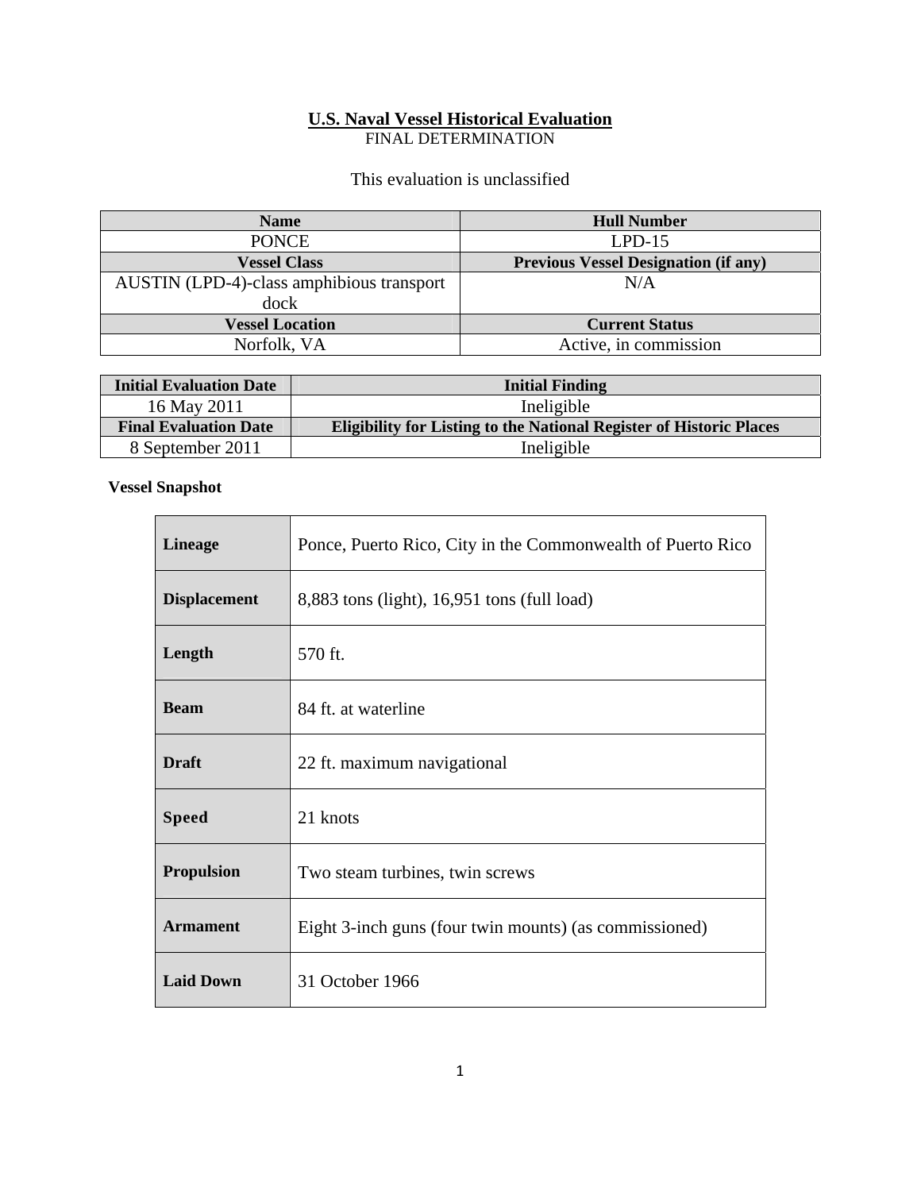# U.S. Naval Vessel Historical Evaluation

FINAL DETERMINATION

This evaluation is unclassified

| Name | Hull Number |
| --- | --- |
| PONCE | LPD-15 |
| **Vessel Class** | **Previous Vessel Designation (if any)** |
| AUSTIN (LPD-4)-class amphibious transport dock | N/A |
| **Vessel Location** | **Current Status** |
| Norfolk, VA | Active, in commission |

| Initial Evaluation Date | Initial Finding |
| --- | --- |
| 16 May 2011 | Ineligible |
| **Final Evaluation Date** | **Eligibility for Listing to the National Register of Historic Places** |
| 8 September 2011 | Ineligible |

**Vessel Snapshot**

| | |
| --- | --- |
| **Lineage** | Ponce, Puerto Rico, City in the Commonwealth of Puerto Rico |
| **Displacement** | 8,883 tons (light), 16,951 tons (full load) |
| **Length** | 570 ft. |
| **Beam** | 84 ft. at waterline |
| **Draft** | 22 ft. maximum navigational |
| **Speed** | 21 knots |
| **Propulsion** | Two steam turbines, twin screws |
| **Armament** | Eight 3-inch guns (four twin mounts) (as commissioned) |
| **Laid Down** | 31 October 1966 |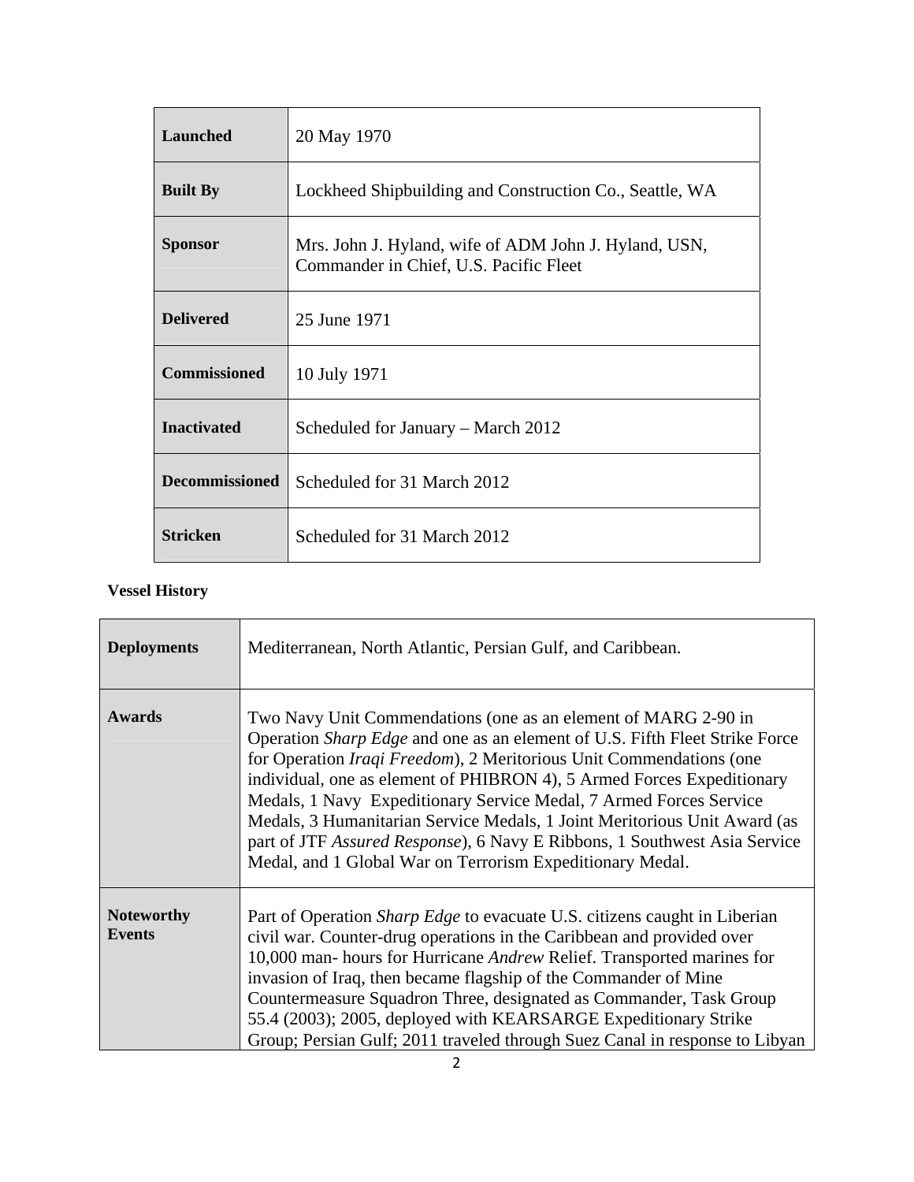| | |
|---|---|
| **Launched** | 20 May 1970 |
| **Built By** | Lockheed Shipbuilding and Construction Co., Seattle, WA |
| **Sponsor** | Mrs. John J. Hyland, wife of ADM John J. Hyland, USN, Commander in Chief, U.S. Pacific Fleet |
| **Delivered** | 25 June 1971 |
| **Commissioned** | 10 July 1971 |
| **Inactivated** | Scheduled for January – March 2012 |
| **Decommissioned** | Scheduled for 31 March 2012 |
| **Stricken** | Scheduled for 31 March 2012 |

**Vessel History**

| | |
|---|---|
| **Deployments** | Mediterranean, North Atlantic, Persian Gulf, and Caribbean. |
| **Awards** | Two Navy Unit Commendations (one as an element of MARG 2-90 in Operation *Sharp Edge* and one as an element of U.S. Fifth Fleet Strike Force for Operation *Iraqi Freedom*), 2 Meritorious Unit Commendations (one individual, one as element of PHIBRON 4), 5 Armed Forces Expeditionary Medals, 1 Navy Expeditionary Service Medal, 7 Armed Forces Service Medals, 3 Humanitarian Service Medals, 1 Joint Meritorious Unit Award (as part of JTF *Assured Response*), 6 Navy E Ribbons, 1 Southwest Asia Service Medal, and 1 Global War on Terrorism Expeditionary Medal. |
| **Noteworthy Events** | Part of Operation *Sharp Edge* to evacuate U.S. citizens caught in Liberian civil war. Counter-drug operations in the Caribbean and provided over 10,000 man- hours for Hurricane *Andrew* Relief. Transported marines for invasion of Iraq, then became flagship of the Commander of Mine Countermeasure Squadron Three, designated as Commander, Task Group 55.4 (2003); 2005, deployed with KEARSARGE Expeditionary Strike Group; Persian Gulf; 2011 traveled through Suez Canal in response to Libyan |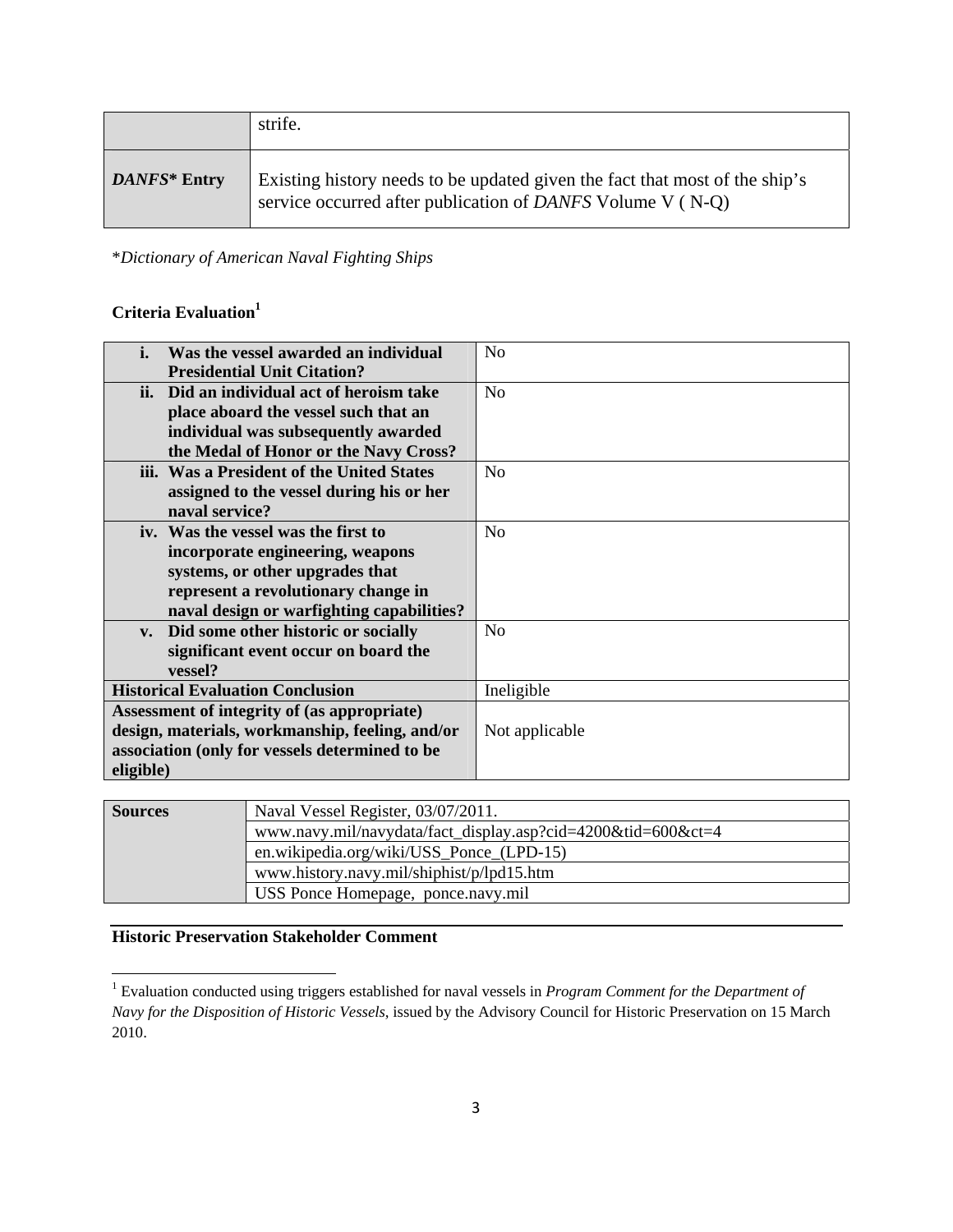| | strife. |
|---|---|
| ***DANFS*\* Entry** | Existing history needs to be updated given the fact that most of the ship's service occurred after publication of *DANFS* Volume V ( N-Q) |

\**Dictionary of American Naval Fighting Ships*

**Criteria Evaluation**[1]

| | |
|---|---|
| **i. Was the vessel awarded an individual Presidential Unit Citation?** | No |
| **ii. Did an individual act of heroism take place aboard the vessel such that an individual was subsequently awarded the Medal of Honor or the Navy Cross?** | No |
| **iii. Was a President of the United States assigned to the vessel during his or her naval service?** | No |
| **iv. Was the vessel was the first to incorporate engineering, weapons systems, or other upgrades that represent a revolutionary change in naval design or warfighting capabilities?** | No |
| **v. Did some other historic or socially significant event occur on board the vessel?** | No |
| **Historical Evaluation Conclusion** | Ineligible |
| **Assessment of integrity of (as appropriate) design, materials, workmanship, feeling, and/or association (only for vessels determined to be eligible)** | Not applicable |

| | |
|---|---|
| **Sources** | Naval Vessel Register, 03/07/2011. |
| | www.navy.mil/navydata/fact_display.asp?cid=4200&tid=600&ct=4 |
| | en.wikipedia.org/wiki/USS_Ponce_(LPD-15) |
| | www.history.navy.mil/shiphist/p/lpd15.htm |
| | USS Ponce Homepage, ponce.navy.mil |

**Historic Preservation Stakeholder Comment**

[1] Evaluation conducted using triggers established for naval vessels in *Program Comment for the Department of Navy for the Disposition of Historic Vessels*, issued by the Advisory Council for Historic Preservation on 15 March 2010.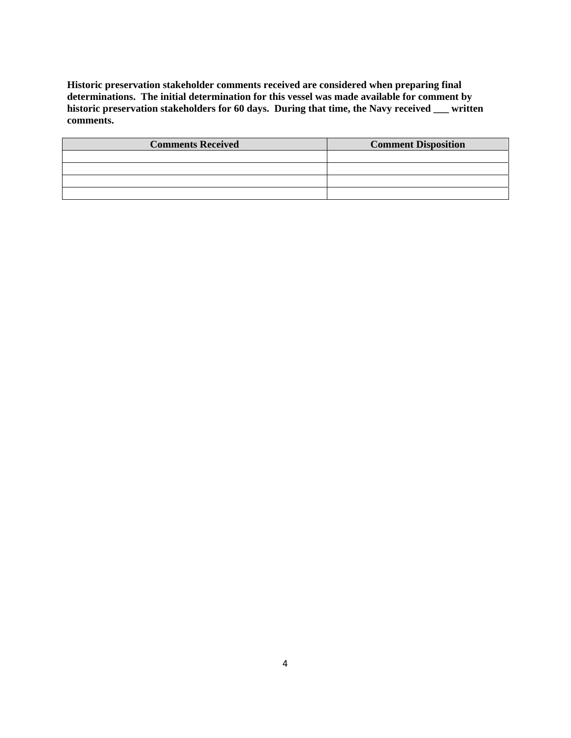**Historic preservation stakeholder comments received are considered when preparing final determinations. The initial determination for this vessel was made available for comment by historic preservation stakeholders for 60 days. During that time, the Navy received ___ written comments.**

| Comments Received | Comment Disposition |
|---|---|
| | |
| | |
| | |
| | |